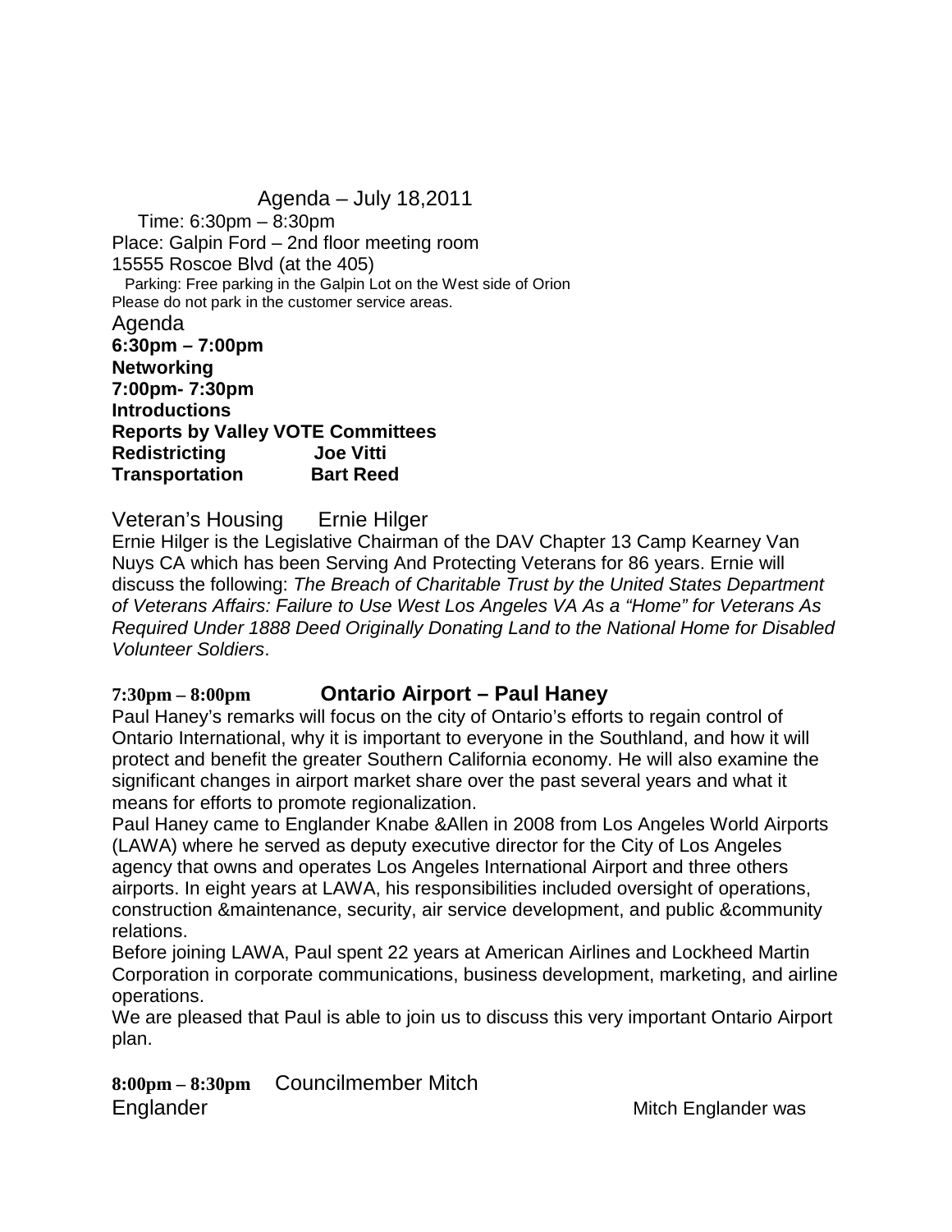# Agenda – July 18,2011

Time: 6:30pm – 8:30pm

Place: Galpin Ford – 2nd floor meeting room

15555 Roscoe Blvd (at the 405)

Parking: Free parking in the Galpin Lot on the West side of Orion

Please do not park in the customer service areas.

## Agenda

**6:30pm – 7:00pm**

**Networking**

**7:00pm- 7:30pm**

**Introductions**

**Reports by Valley VOTE Committees**

**Redistricting Joe Vitti**

**Transportation Bart Reed**

Veteran's Housing Ernie Hilger

Ernie Hilger is the Legislative Chairman of the DAV Chapter 13 Camp Kearney Van Nuys CA which has been Serving And Protecting Veterans for 86 years. Ernie will discuss the following: *The Breach of Charitable Trust by the United States Department of Veterans Affairs: Failure to Use West Los Angeles VA As a "Home" for Veterans As Required Under 1888 Deed Originally Donating Land to the National Home for Disabled Volunteer Soldiers*.

**7:30pm – 8:00pm Ontario Airport – Paul Haney**

Paul Haney's remarks will focus on the city of Ontario's efforts to regain control of Ontario International, why it is important to everyone in the Southland, and how it will protect and benefit the greater Southern California economy. He will also examine the significant changes in airport market share over the past several years and what it means for efforts to promote regionalization.

Paul Haney came to Englander Knabe &Allen in 2008 from Los Angeles World Airports (LAWA) where he served as deputy executive director for the City of Los Angeles agency that owns and operates Los Angeles International Airport and three others airports. In eight years at LAWA, his responsibilities included oversight of operations, construction &maintenance, security, air service development, and public &community relations.

Before joining LAWA, Paul spent 22 years at American Airlines and Lockheed Martin Corporation in corporate communications, business development, marketing, and airline operations.

We are pleased that Paul is able to join us to discuss this very important Ontario Airport plan.

**8:00pm – 8:30pm** Councilmember Mitch Englander

Mitch Englander was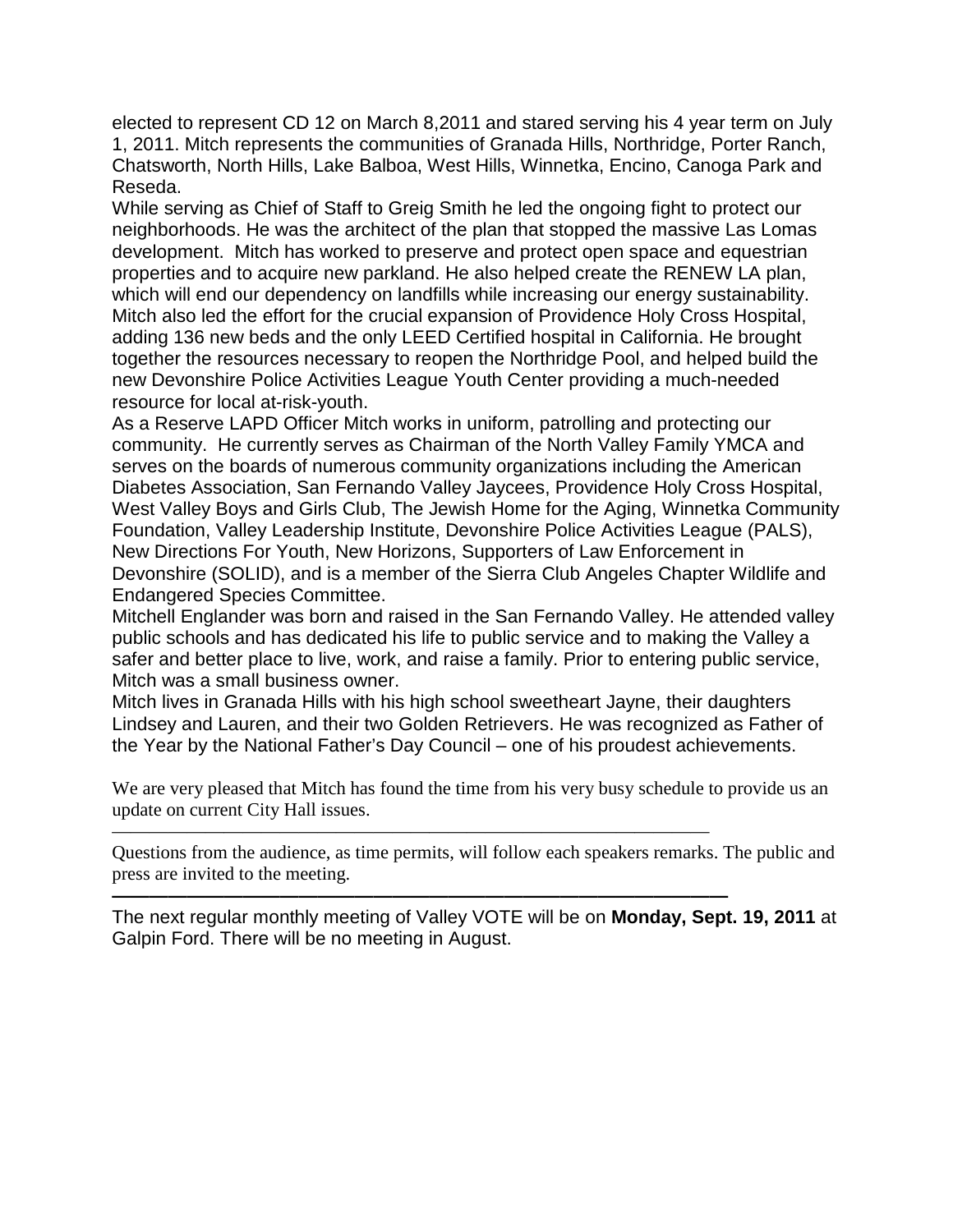elected to represent CD 12 on March 8,2011 and stared serving his 4 year term on July 1, 2011. Mitch represents the communities of Granada Hills, Northridge, Porter Ranch, Chatsworth, North Hills, Lake Balboa, West Hills, Winnetka, Encino, Canoga Park and Reseda.

While serving as Chief of Staff to Greig Smith he led the ongoing fight to protect our neighborhoods. He was the architect of the plan that stopped the massive Las Lomas development. Mitch has worked to preserve and protect open space and equestrian properties and to acquire new parkland. He also helped create the RENEW LA plan, which will end our dependency on landfills while increasing our energy sustainability. Mitch also led the effort for the crucial expansion of Providence Holy Cross Hospital, adding 136 new beds and the only LEED Certified hospital in California. He brought together the resources necessary to reopen the Northridge Pool, and helped build the new Devonshire Police Activities League Youth Center providing a much-needed resource for local at-risk-youth.

As a Reserve LAPD Officer Mitch works in uniform, patrolling and protecting our community. He currently serves as Chairman of the North Valley Family YMCA and serves on the boards of numerous community organizations including the American Diabetes Association, San Fernando Valley Jaycees, Providence Holy Cross Hospital, West Valley Boys and Girls Club, The Jewish Home for the Aging, Winnetka Community Foundation, Valley Leadership Institute, Devonshire Police Activities League (PALS), New Directions For Youth, New Horizons, Supporters of Law Enforcement in Devonshire (SOLID), and is a member of the Sierra Club Angeles Chapter Wildlife and Endangered Species Committee.

Mitchell Englander was born and raised in the San Fernando Valley. He attended valley public schools and has dedicated his life to public service and to making the Valley a safer and better place to live, work, and raise a family. Prior to entering public service, Mitch was a small business owner.

Mitch lives in Granada Hills with his high school sweetheart Jayne, their daughters Lindsey and Lauren, and their two Golden Retrievers. He was recognized as Father of the Year by the National Father's Day Council – one of his proudest achievements.

We are very pleased that Mitch has found the time from his very busy schedule to provide us an update on current City Hall issues.

---

Questions from the audience, as time permits, will follow each speakers remarks. The public and press are invited to the meeting.

---

The next regular monthly meeting of Valley VOTE will be on **Monday, Sept. 19, 2011** at Galpin Ford. There will be no meeting in August.